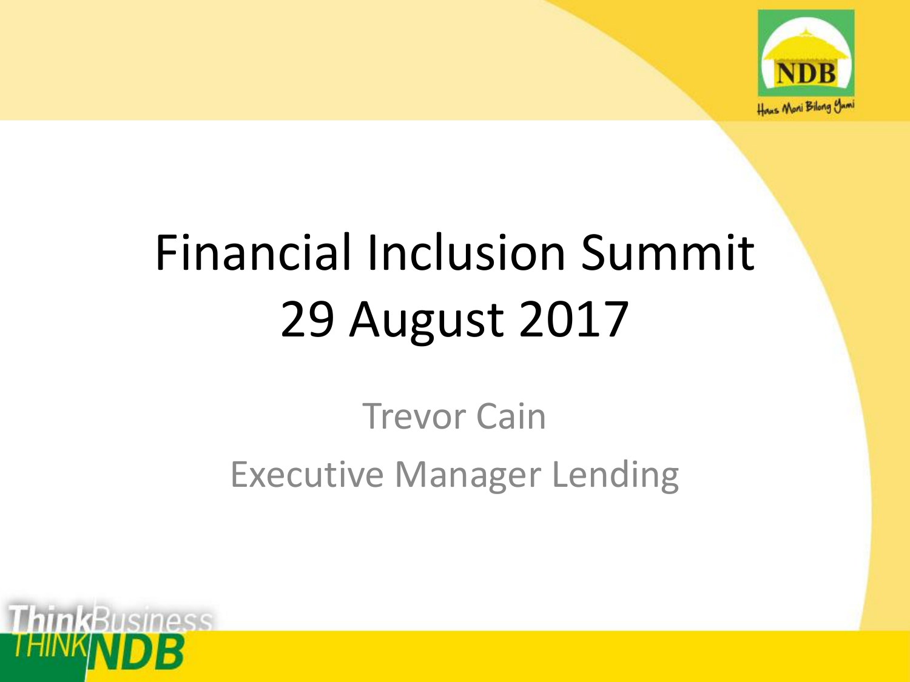# Financial Inclusion Summit 29 August 2017

Trevor Cain

Executive Manager Lending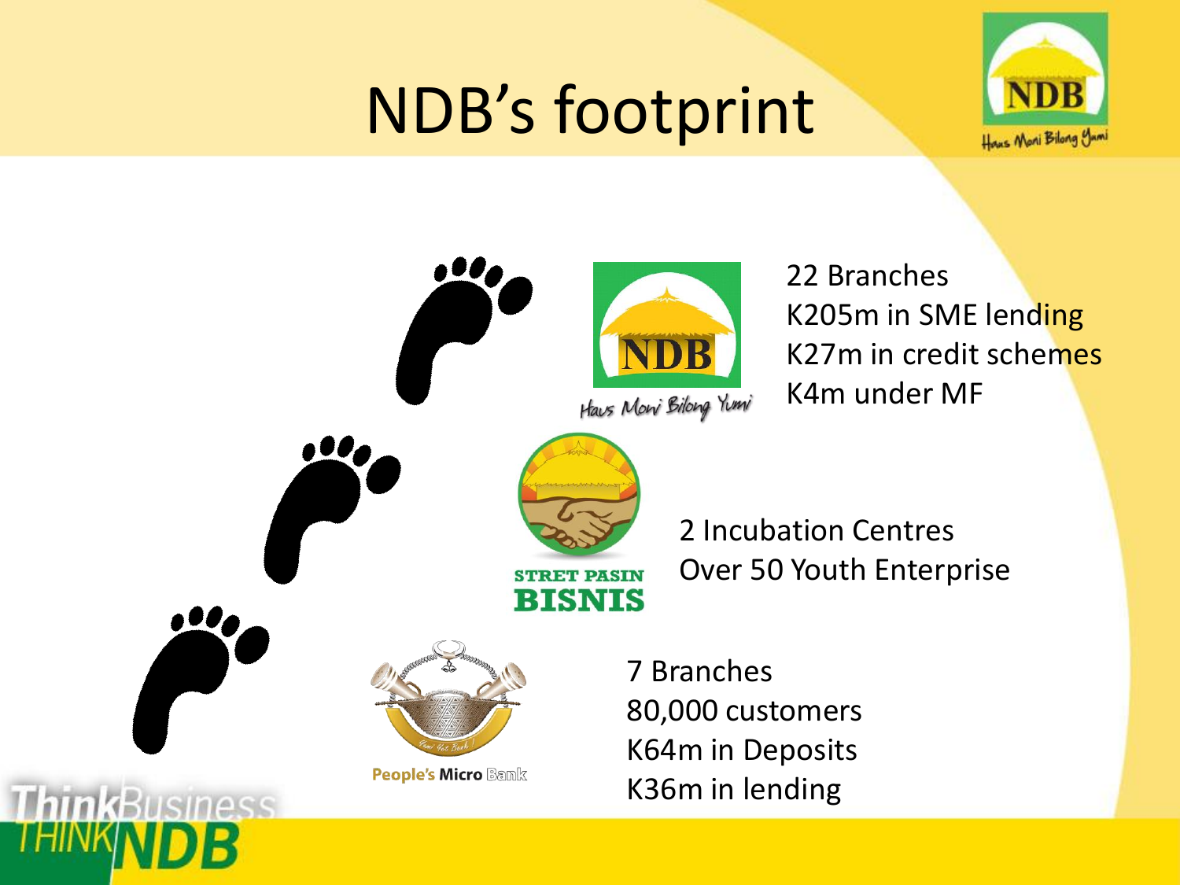# NDB's footprint

**NDB** – Haus Moni Bilong Yumi

- 22 Branches
- K205m in SME lending
- K27m in credit schemes
- K4m under MF

**STRET PASIN BISNIS**

- 2 Incubation Centres
- Over 50 Youth Enterprise

**People's Micro Bank**

- 7 Branches
- 80,000 customers
- K64m in Deposits
- K36m in lending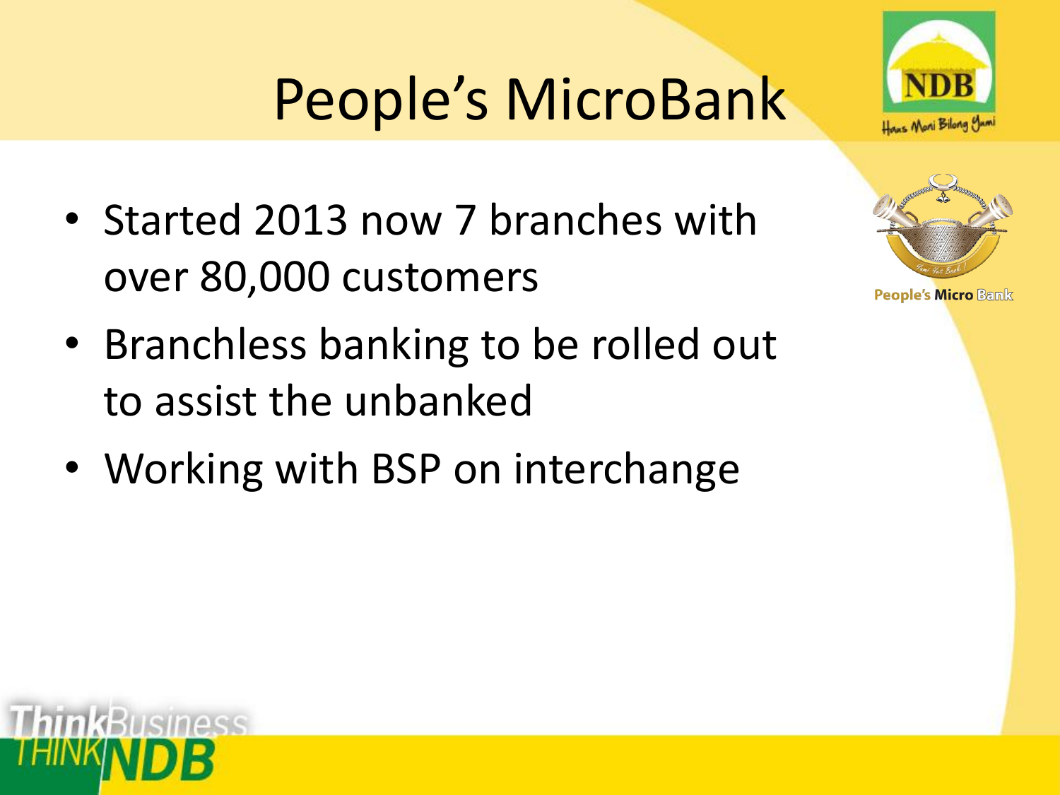# People's MicroBank

- Started 2013 now 7 branches with over 80,000 customers
- Branchless banking to be rolled out to assist the unbanked
- Working with BSP on interchange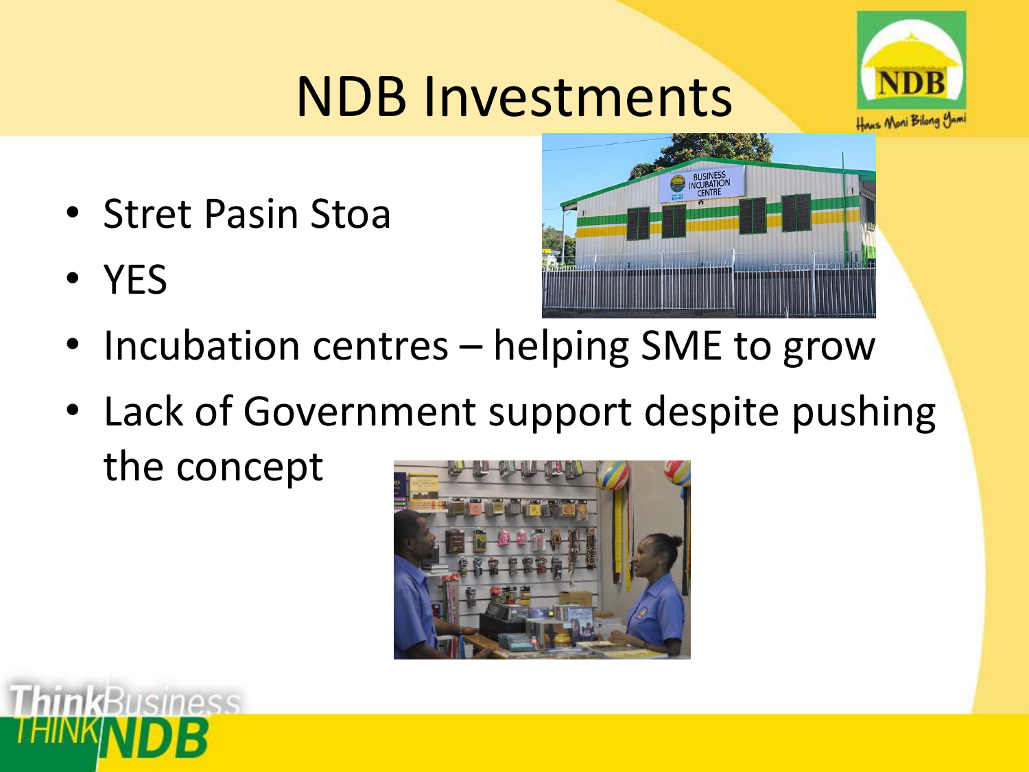# NDB Investments

- Stret Pasin Stoa
- YES
- Incubation centres – helping SME to grow
- Lack of Government support despite pushing the concept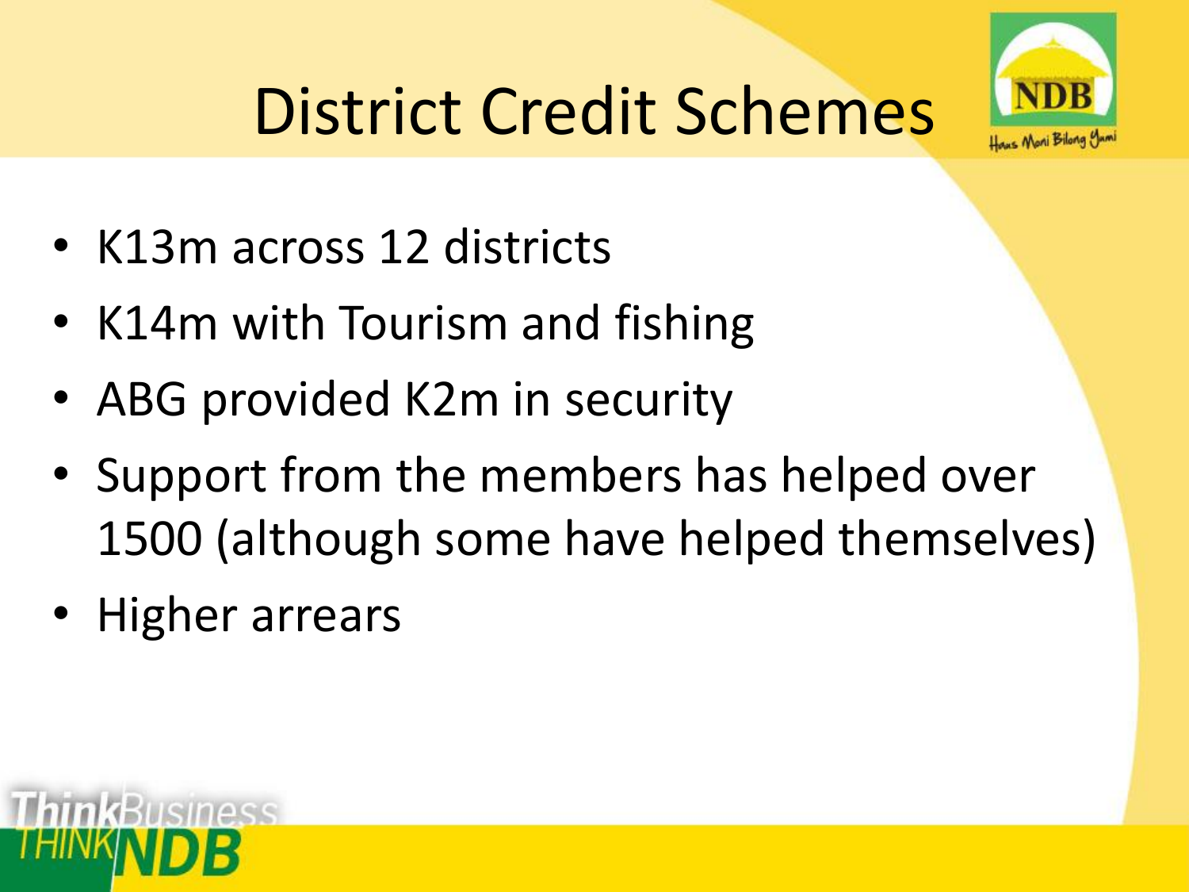# District Credit Schemes

- K13m across 12 districts
- K14m with Tourism and fishing
- ABG provided K2m in security
- Support from the members has helped over 1500 (although some have helped themselves)
- Higher arrears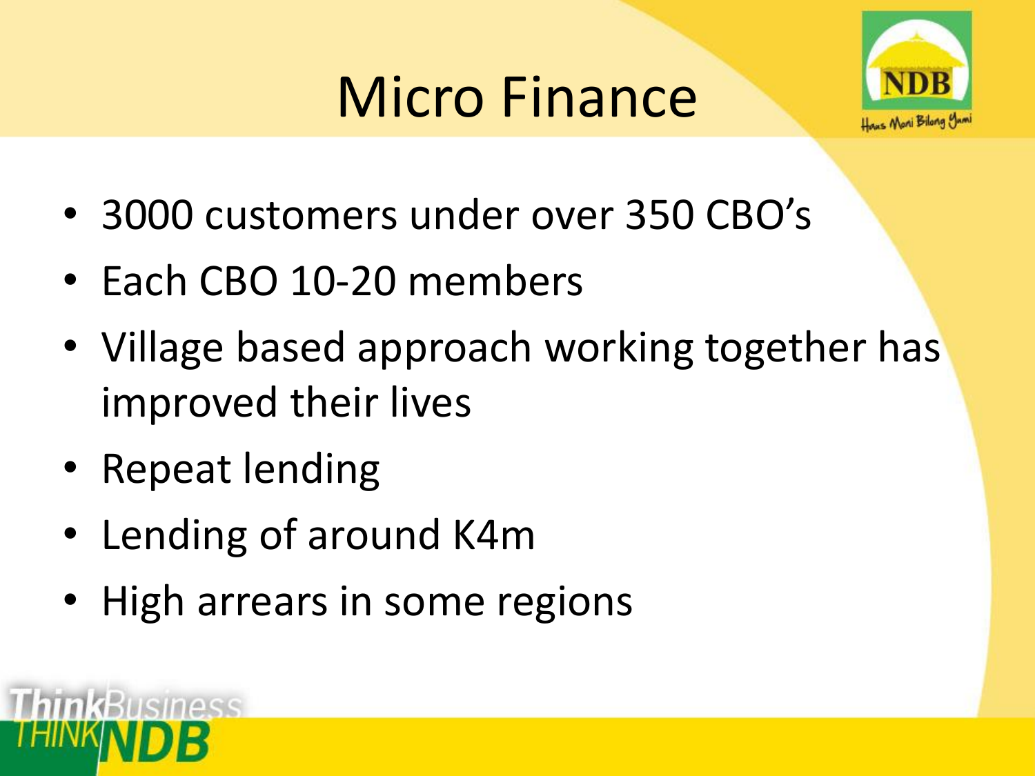# Micro Finance

- 3000 customers under over 350 CBO's
- Each CBO 10-20 members
- Village based approach working together has improved their lives
- Repeat lending
- Lending of around K4m
- High arrears in some regions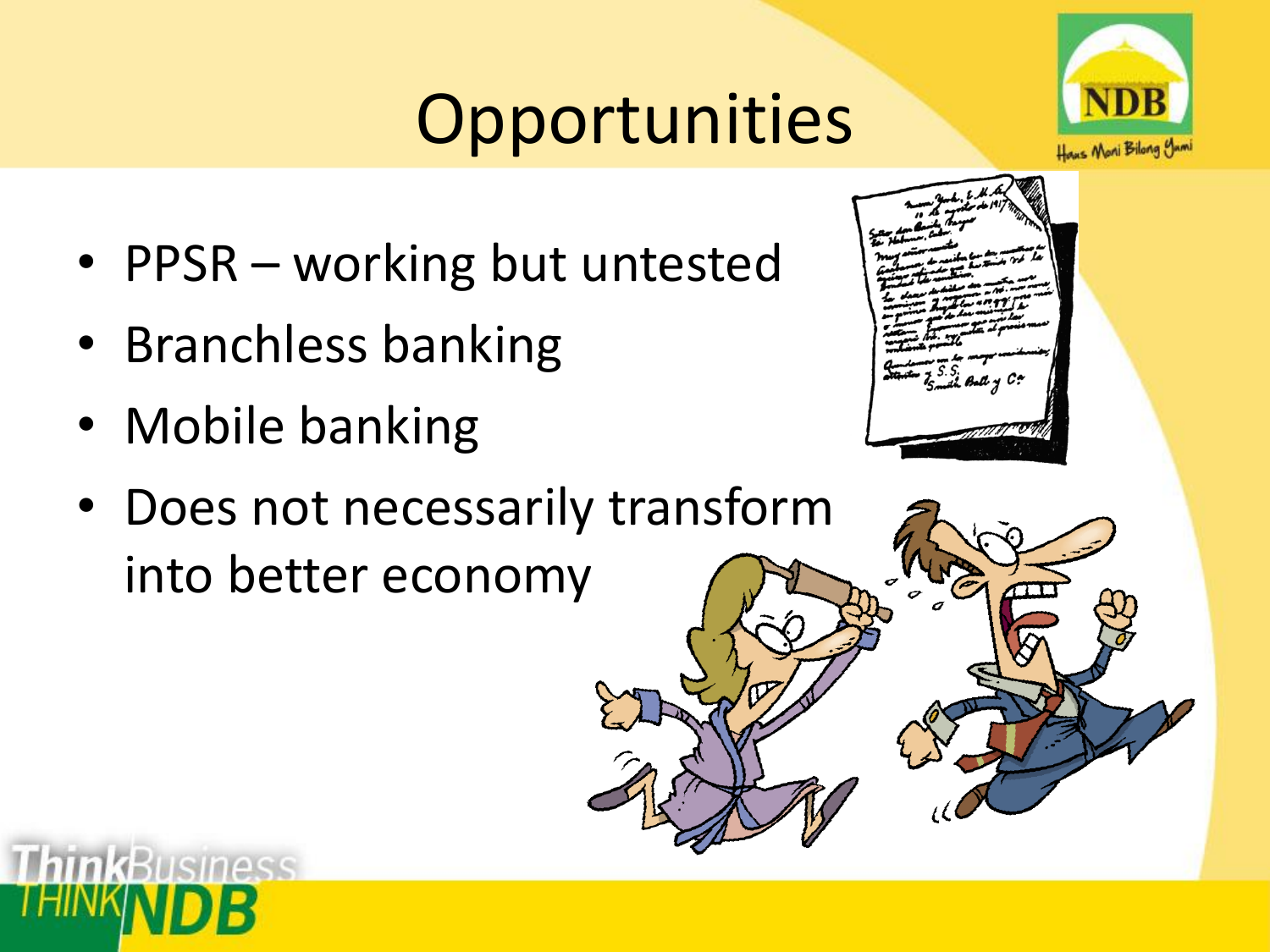# Opportunities

- PPSR – working but untested
- Branchless banking
- Mobile banking
- Does not necessarily transform into better economy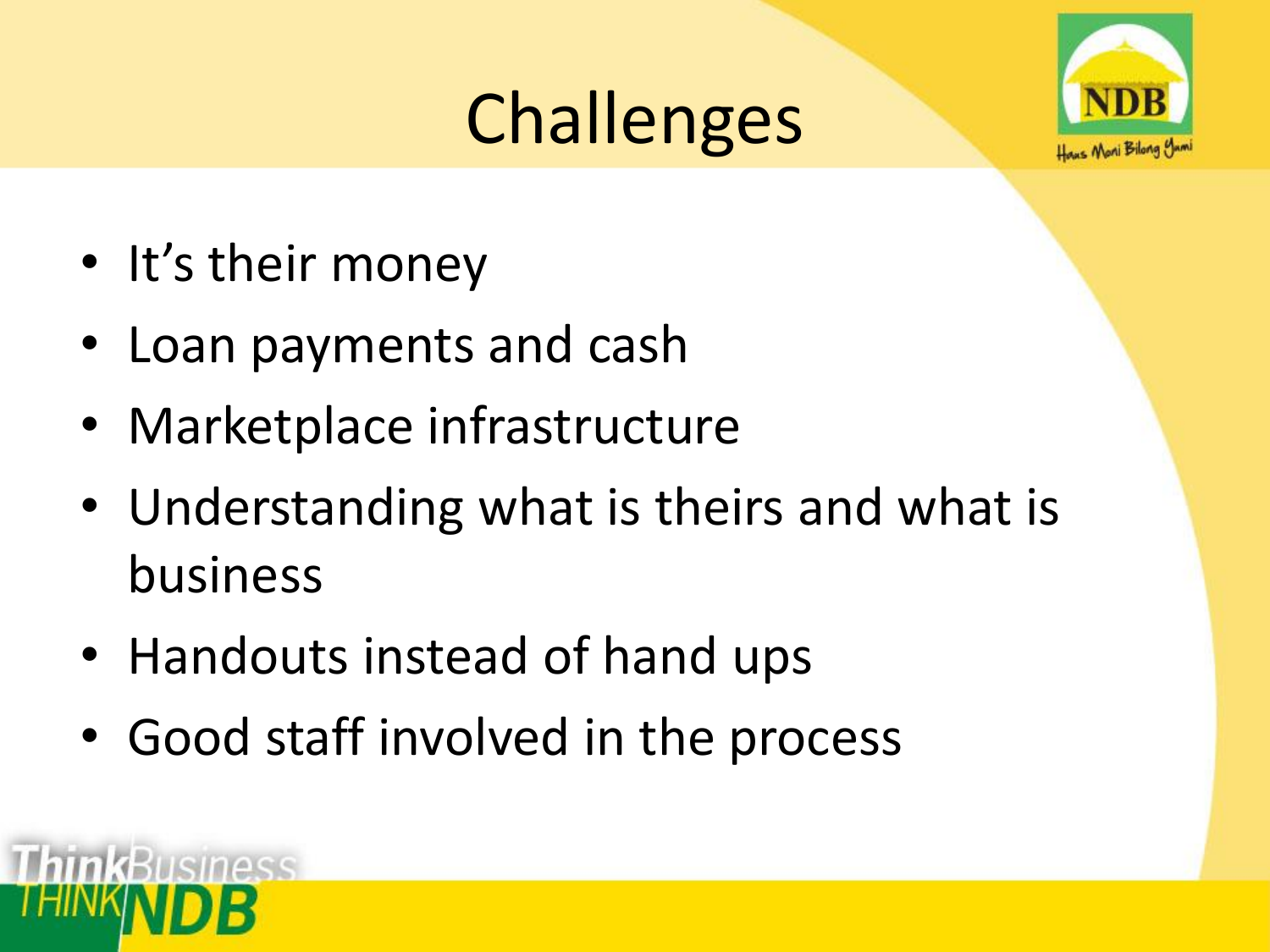# Challenges

- It's their money
- Loan payments and cash
- Marketplace infrastructure
- Understanding what is theirs and what is business
- Handouts instead of hand ups
- Good staff involved in the process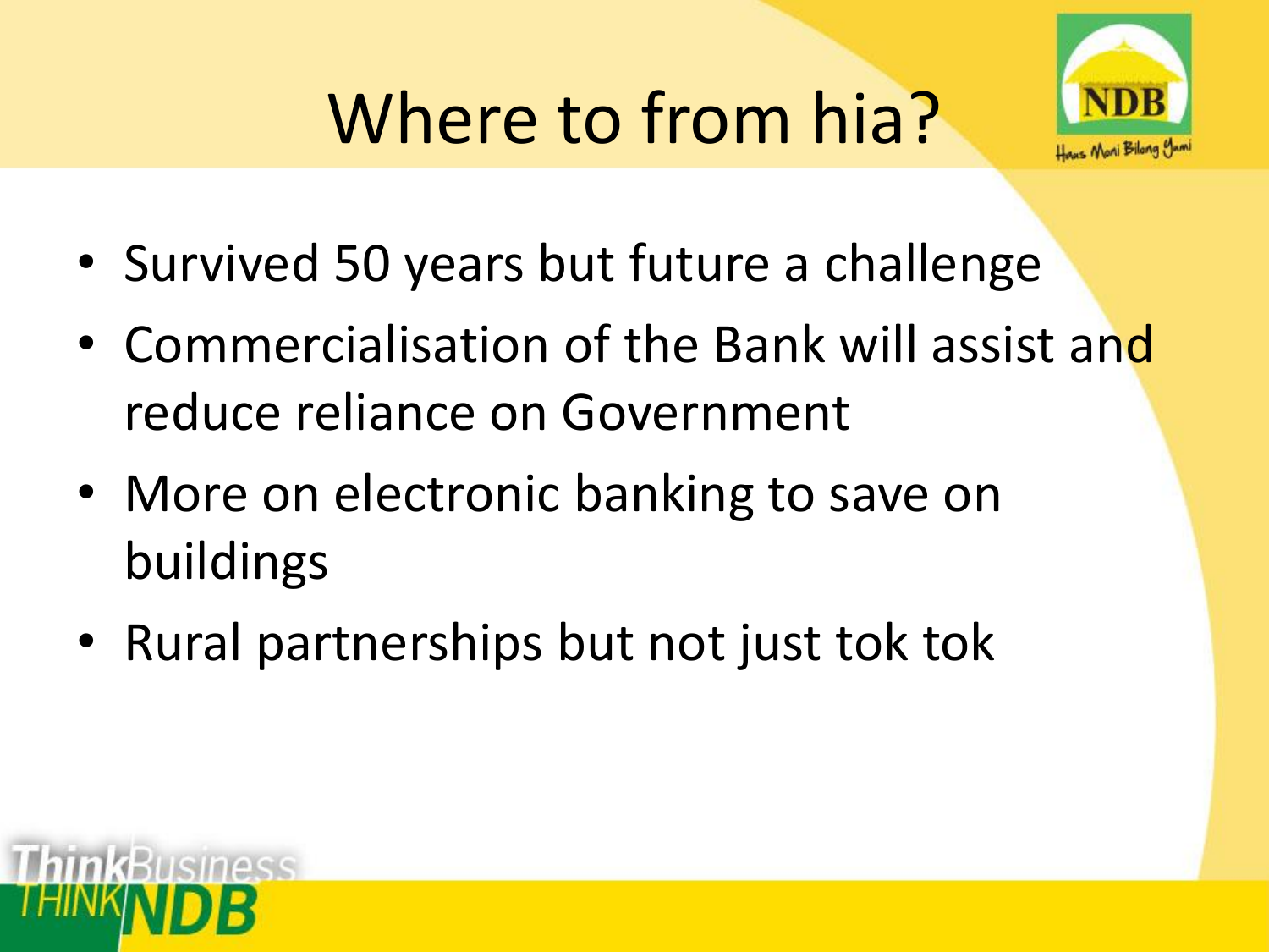# Where to from hia?

- Survived 50 years but future a challenge
- Commercialisation of the Bank will assist and reduce reliance on Government
- More on electronic banking to save on buildings
- Rural partnerships but not just tok tok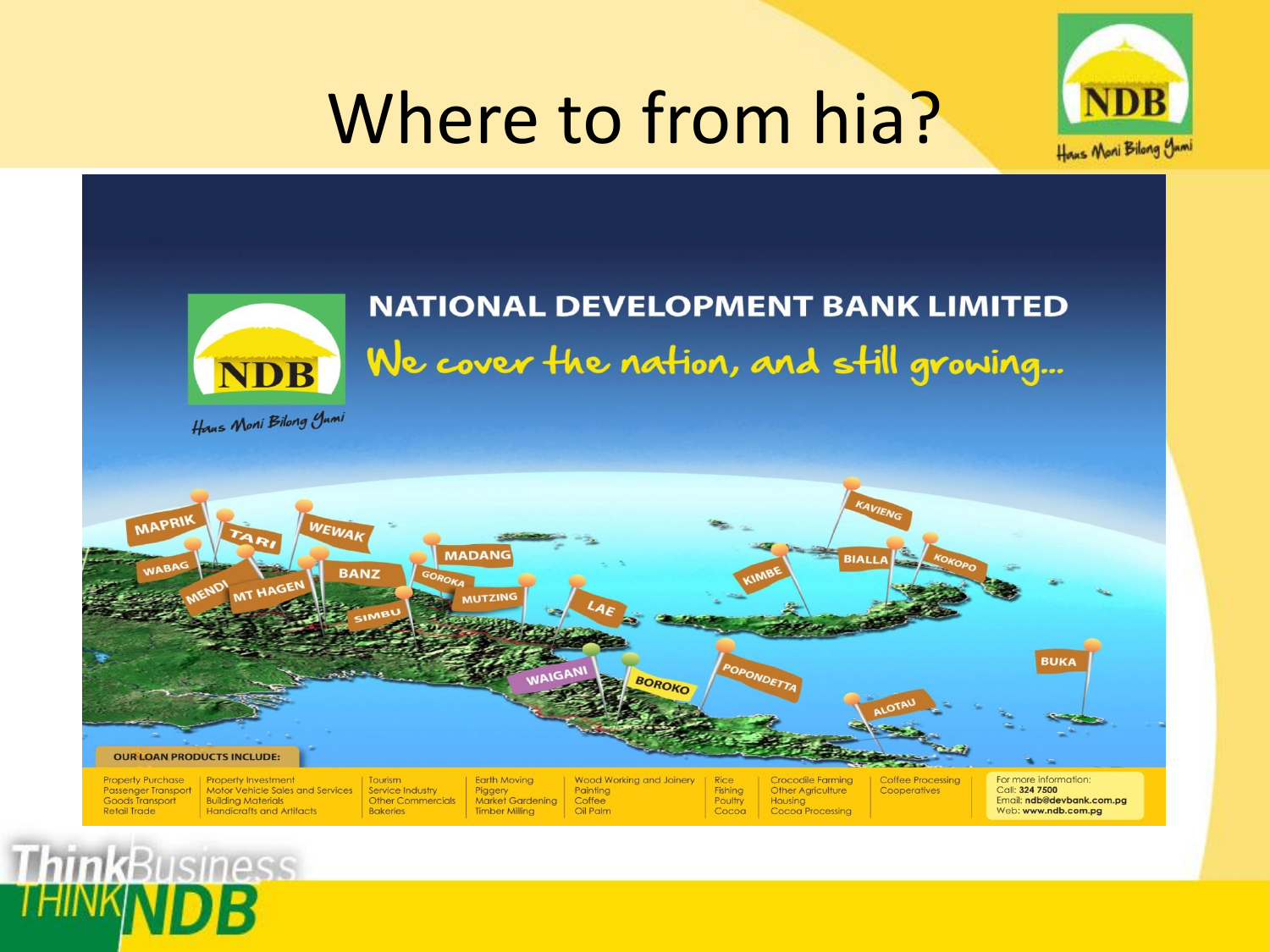# Where to from hia?

NDB
Haus Moni Bilong Yumi

NATIONAL DEVELOPMENT BANK LIMITED

We cover the nation, and still growing...

MAPRIK
TARI
WEWAK
WABAG
MENDI
MT HAGEN
BANZ
SIMBU
GOROKA
MADANG
MUTZING
LAE
WAIGANI
BOROKO
POPONDETTA
KIMBE
KAVIENG
BIALLA
KOKOPO
ALOTAU
BUKA

OUR LOAN PRODUCTS INCLUDE:

Property Purchase
Passenger Transport
Goods Transport
Retail Trade

Property Investment
Motor Vehicle Sales and Services
Building Materials
Handicrafts and Artifacts

Tourism
Service Industry
Other Commercials
Bakeries

Earth Moving
Piggery
Market Gardening
Timber Milling

Wood Working and Joinery
Painting
Coffee
Oil Palm

Rice
Fishing
Poultry
Cocoa

Crocodile Farming
Other Agriculture
Housing
Cocoa Processing

Coffee Processing
Cooperatives

For more information:
Call: **324 7500**
Email: **ndb@devbank.com.pg**
Web: **www.ndb.com.pg**

ThinkBusiness THINK NDB